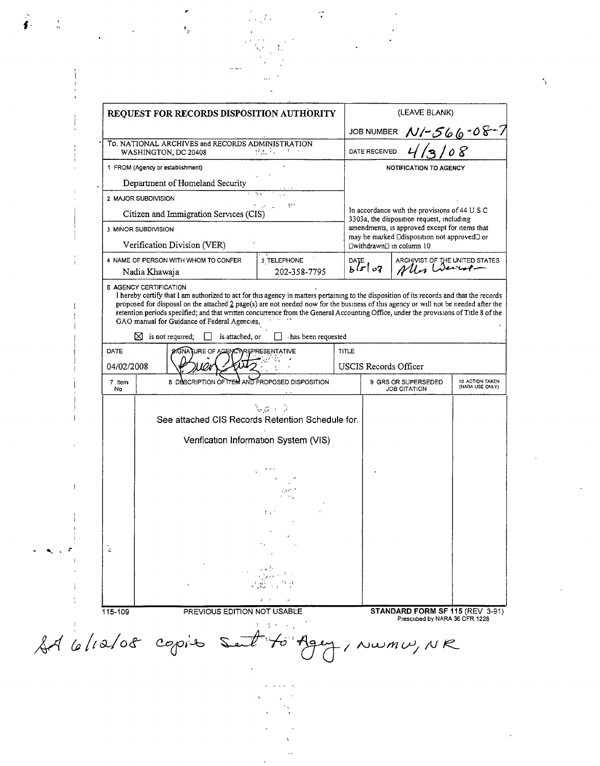| REQUEST FOR RECORDS DISPOSITION AUTHORITY | | (LEAVE BLANK) |
|---|---|---|
| | | JOB NUMBER N1-566-08-7 |
| To. NATIONAL ARCHIVES and RECORDS ADMINISTRATION WASHINGTON, DC 20408 | | DATE RECEIVED 4/3/08 |
| 1 FROM (Agency or establishment) Department of Homeland Security | | NOTIFICATION TO AGENCY |
| 2 MAJOR SUBDIVISION Citizen and Immigration Services (CIS) | | In accordance with the provisions of 44 U.S.C 3303a, the disposition request, including amendments, is approved except for items that may be marked "disposition not approved" or "withdrawn" in column 10 |
| 3 MINOR SUBDIVISION Verification Division (VER) | | |
| 4 NAME OF PERSON WITH WHOM TO CONFER Nadia Khawaja | 5 TELEPHONE 202-358-7795 | DATE 6/5/08 ARCHIVIST OF THE UNITED STATES Allen Weinstein |

**6 AGENCY CERTIFICATION**

I hereby certify that I am authorized to act for this agency in matters pertaining to the disposition of its records and that the records proposed for disposal on the attached 2 page(s) are not needed now for the business of this agency or will not be needed after the retention periods specified; and that written concurrence from the General Accounting Office, under the provisions of Title 8 of the GAO manual for Guidance of Federal Agencies,

☒ is not required; ☐ is attached, or ☐ has been requested

| DATE | SIGNATURE OF AGENCY REPRESENTATIVE | TITLE |
|---|---|---|
| 04/02/2008 | [signature] | USCIS Records Officer |

| 7 Item No | 8 DESCRIPTION OF ITEM AND PROPOSED DISPOSITION | 9 GRS OR SUPERSEDED JOB CITATION | 10 ACTION TAKEN (NARA USE ONLY) |
|---|---|---|---|
| | See attached CIS Records Retention Schedule for. Verification Information System (VIS) | | |

115-109 PREVIOUS EDITION NOT USABLE **STANDARD FORM SF 115** (REV 3-91) Prescribed by NARA 36 CFR 1228

SA 6/12/08 copies sent to Agcy, NWMW, NR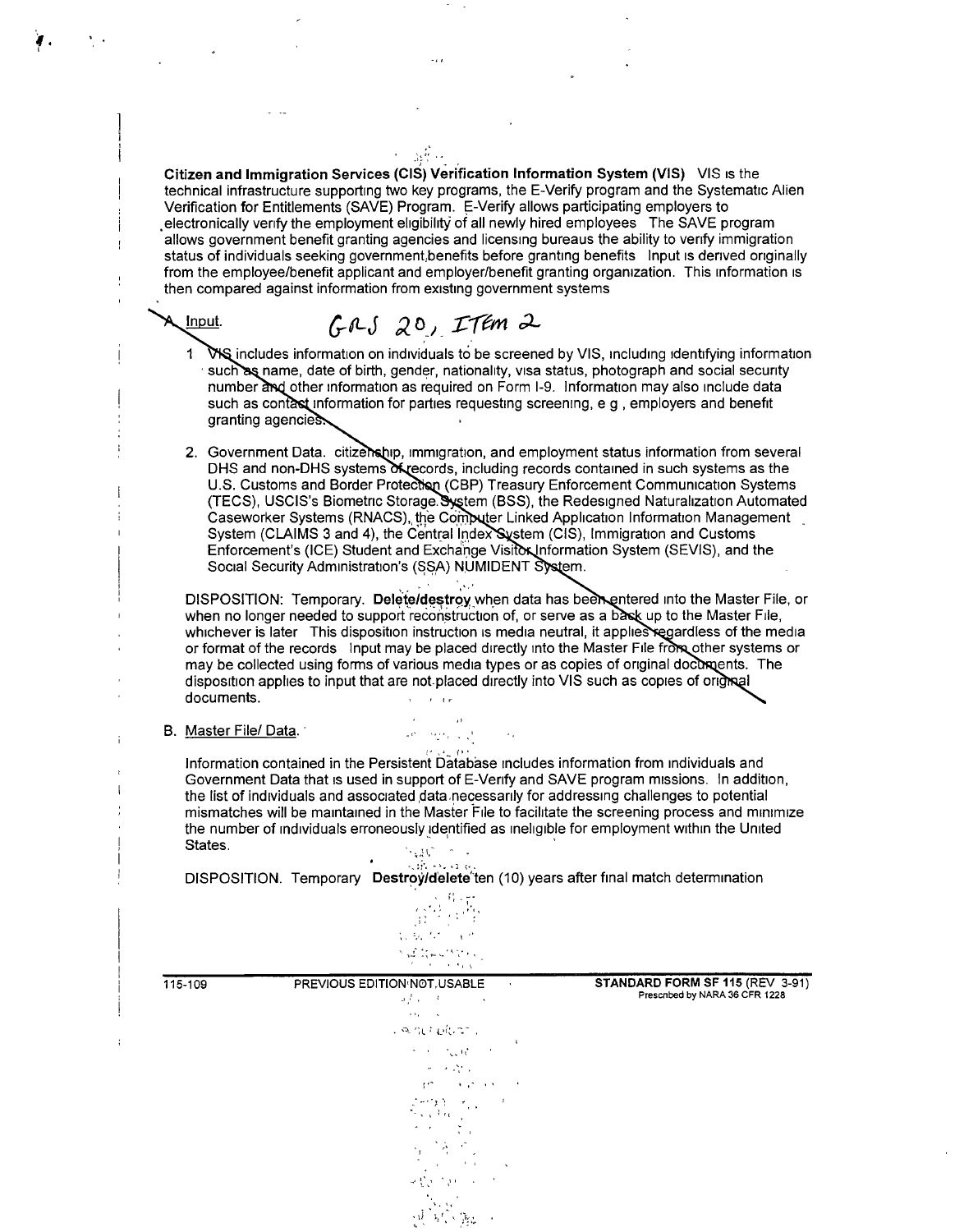**Citizen and Immigration Services (CIS) Verification Information System (VIS)** VIS is the technical infrastructure supporting two key programs, the E-Verify program and the Systematic Alien Verification for Entitlements (SAVE) Program. E-Verify allows participating employers to electronically verify the employment eligibility of all newly hired employees The SAVE program allows government benefit granting agencies and licensing bureaus the ability to verify immigration status of individuals seeking government benefits before granting benefits Input is derived originally from the employee/benefit applicant and employer/benefit granting organization. This information is then compared against information from existing government systems

A. Input. *GRS 20, ITEM 2*

1. VIS includes information on individuals to be screened by VIS, including identifying information such as name, date of birth, gender, nationality, visa status, photograph and social security number and other information as required on Form I-9. Information may also include data such as contact information for parties requesting screening, e g , employers and benefit granting agencies.

2. Government Data. citizenship, immigration, and employment status information from several DHS and non-DHS systems of records, including records contained in such systems as the U.S. Customs and Border Protection (CBP) Treasury Enforcement Communication Systems (TECS), USCIS's Biometric Storage System (BSS), the Redesigned Naturalization Automated Caseworker Systems (RNACS), the Computer Linked Application Information Management System (CLAIMS 3 and 4), the Central Index System (CIS), Immigration and Customs Enforcement's (ICE) Student and Exchange Visitor Information System (SEVIS), and the Social Security Administration's (SSA) NUMIDENT System.

DISPOSITION: Temporary. **Delete/destroy** when data has been entered into the Master File, or when no longer needed to support reconstruction of, or serve as a back up to the Master File, whichever is later This disposition instruction is media neutral, it applies regardless of the media or format of the records Input may be placed directly into the Master File from other systems or may be collected using forms of various media types or as copies of original documents. The disposition applies to input that are not placed directly into VIS such as copies of original documents.

B. Master File/ Data.

Information contained in the Persistent Database includes information from individuals and Government Data that is used in support of E-Verify and SAVE program missions. In addition, the list of individuals and associated data necessarily for addressing challenges to potential mismatches will be maintained in the Master File to facilitate the screening process and minimize the number of individuals erroneously identified as ineligible for employment within the United States.

DISPOSITION. Temporary **Destroy/delete** ten (10) years after final match determination

115-109 PREVIOUS EDITION NOT USABLE **STANDARD FORM SF 115** (REV 3-91) Prescribed by NARA 36 CFR 1228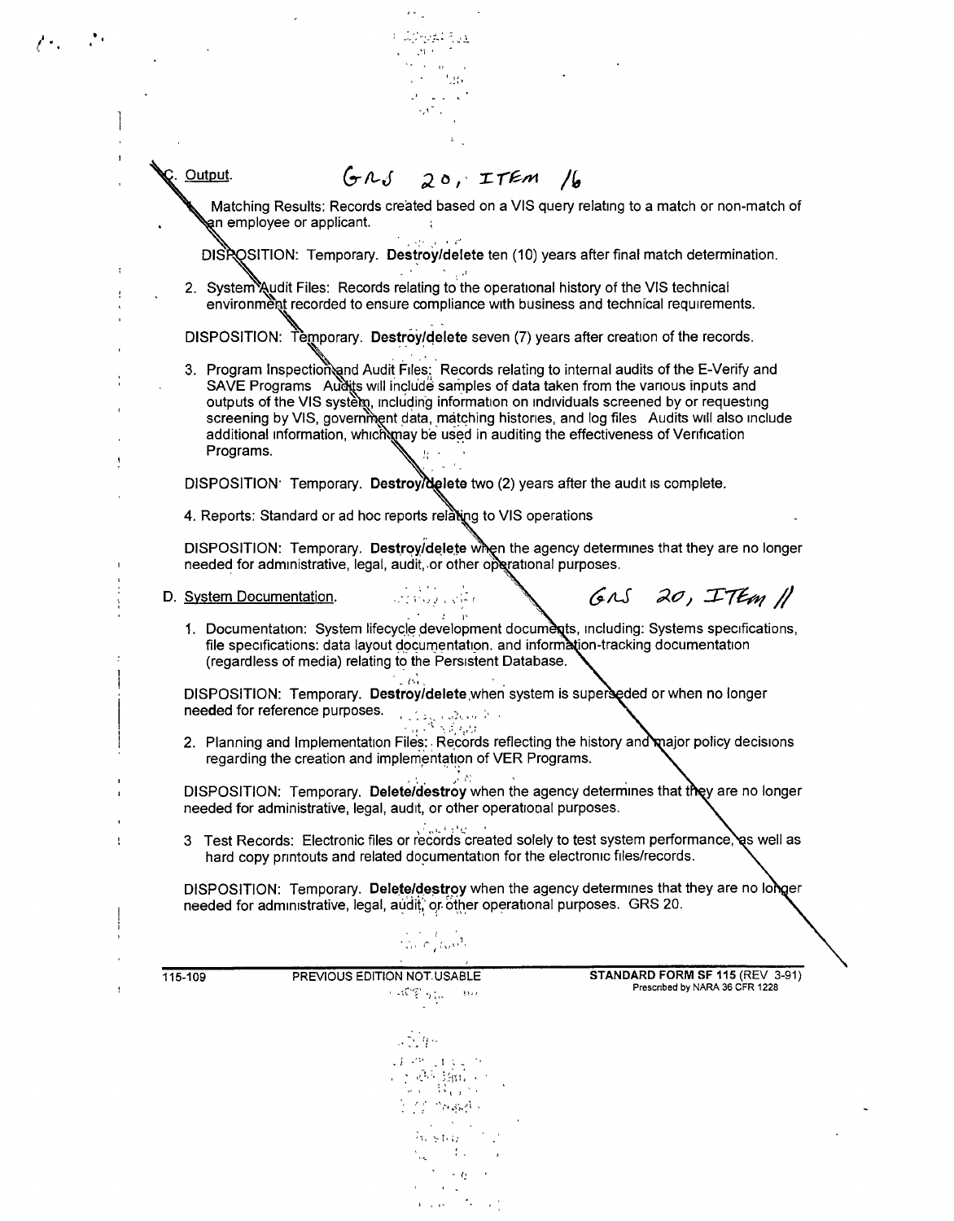C. Output. GRS 20, ITEM 16

1. Matching Results: Records created based on a VIS query relating to a match or non-match of an employee or applicant.

DISPOSITION: Temporary. **Destroy/delete** ten (10) years after final match determination.

2. System Audit Files: Records relating to the operational history of the VIS technical environment recorded to ensure compliance with business and technical requirements.

DISPOSITION: Temporary. **Destroy/delete** seven (7) years after creation of the records.

3. Program Inspection and Audit Files: Records relating to internal audits of the E-Verify and SAVE Programs. Audits will include samples of data taken from the various inputs and outputs of the VIS system, including information on individuals screened by or requesting screening by VIS, government data, matching histories, and log files. Audits will also include additional information, which may be used in auditing the effectiveness of Verification Programs.

DISPOSITION: Temporary. **Destroy/delete** two (2) years after the audit is complete.

4. Reports: Standard or ad hoc reports relating to VIS operations

DISPOSITION: Temporary. **Destroy/delete** when the agency determines that they are no longer needed for administrative, legal, audit, or other operational purposes.

D. System Documentation. GRS 20, ITEM 11

1. Documentation: System lifecycle development documents, including: Systems specifications, file specifications: data layout documentation. and information-tracking documentation (regardless of media) relating to the Persistent Database.

DISPOSITION: Temporary. **Destroy/delete** when system is superseded or when no longer needed for reference purposes.

2. Planning and Implementation Files: Records reflecting the history and major policy decisions regarding the creation and implementation of VER Programs.

DISPOSITION: Temporary. **Delete/destroy** when the agency determines that they are no longer needed for administrative, legal, audit, or other operational purposes.

3. Test Records: Electronic files or records created solely to test system performance, as well as hard copy printouts and related documentation for the electronic files/records.

DISPOSITION: Temporary. **Delete/destroy** when the agency determines that they are no longer needed for administrative, legal, audit, or other operational purposes. GRS 20.

115-109 PREVIOUS EDITION NOT USABLE **STANDARD FORM SF 115** (REV 3-91) Prescribed by NARA 36 CFR 1228